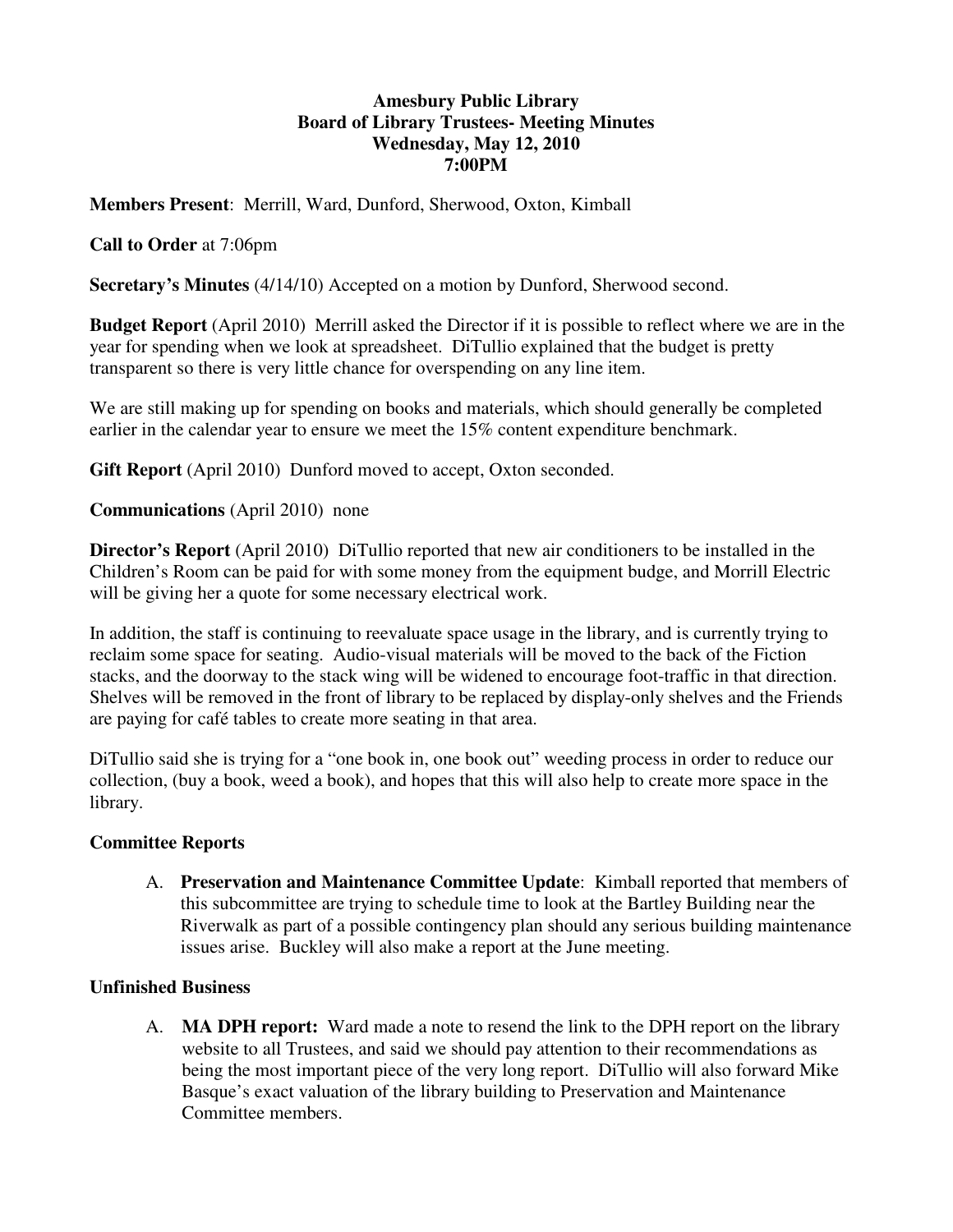**Amesbury Public Library**
**Board of Library Trustees- Meeting Minutes**
**Wednesday, May 12, 2010**
**7:00PM**

**Members Present**: Merrill, Ward, Dunford, Sherwood, Oxton, Kimball

**Call to Order** at 7:06pm

**Secretary's Minutes** (4/14/10) Accepted on a motion by Dunford, Sherwood second.

**Budget Report** (April 2010) Merrill asked the Director if it is possible to reflect where we are in the year for spending when we look at spreadsheet. DiTullio explained that the budget is pretty transparent so there is very little chance for overspending on any line item.

We are still making up for spending on books and materials, which should generally be completed earlier in the calendar year to ensure we meet the 15% content expenditure benchmark.

**Gift Report** (April 2010) Dunford moved to accept, Oxton seconded.

**Communications** (April 2010) none

**Director's Report** (April 2010) DiTullio reported that new air conditioners to be installed in the Children's Room can be paid for with some money from the equipment budge, and Morrill Electric will be giving her a quote for some necessary electrical work.

In addition, the staff is continuing to reevaluate space usage in the library, and is currently trying to reclaim some space for seating. Audio-visual materials will be moved to the back of the Fiction stacks, and the doorway to the stack wing will be widened to encourage foot-traffic in that direction. Shelves will be removed in the front of library to be replaced by display-only shelves and the Friends are paying for café tables to create more seating in that area.

DiTullio said she is trying for a "one book in, one book out" weeding process in order to reduce our collection, (buy a book, weed a book), and hopes that this will also help to create more space in the library.

**Committee Reports**

A. **Preservation and Maintenance Committee Update**: Kimball reported that members of this subcommittee are trying to schedule time to look at the Bartley Building near the Riverwalk as part of a possible contingency plan should any serious building maintenance issues arise. Buckley will also make a report at the June meeting.

**Unfinished Business**

A. **MA DPH report:** Ward made a note to resend the link to the DPH report on the library website to all Trustees, and said we should pay attention to their recommendations as being the most important piece of the very long report. DiTullio will also forward Mike Basque's exact valuation of the library building to Preservation and Maintenance Committee members.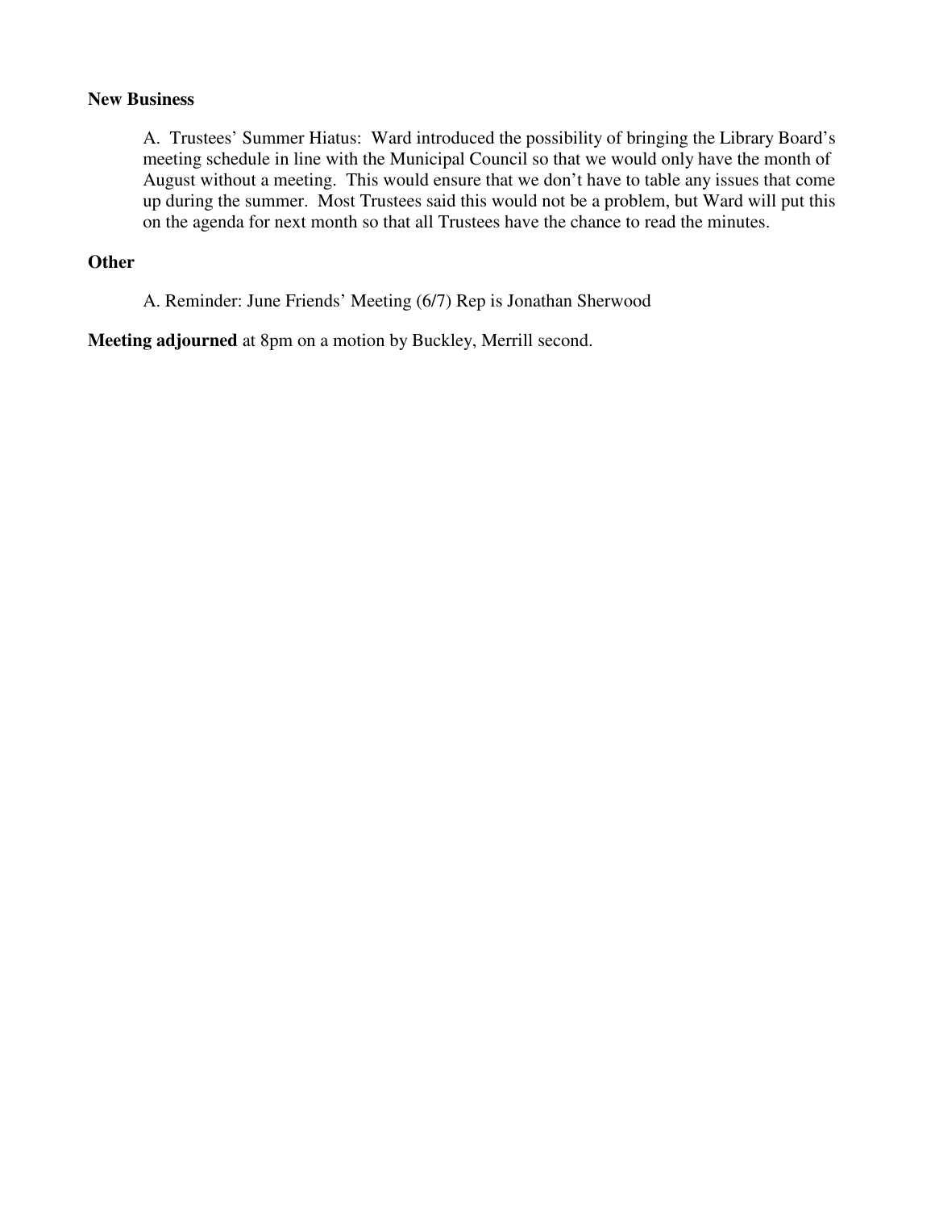**New Business**

A. Trustees' Summer Hiatus: Ward introduced the possibility of bringing the Library Board's meeting schedule in line with the Municipal Council so that we would only have the month of August without a meeting. This would ensure that we don't have to table any issues that come up during the summer. Most Trustees said this would not be a problem, but Ward will put this on the agenda for next month so that all Trustees have the chance to read the minutes.

**Other**

A. Reminder: June Friends' Meeting (6/7) Rep is Jonathan Sherwood

**Meeting adjourned** at 8pm on a motion by Buckley, Merrill second.